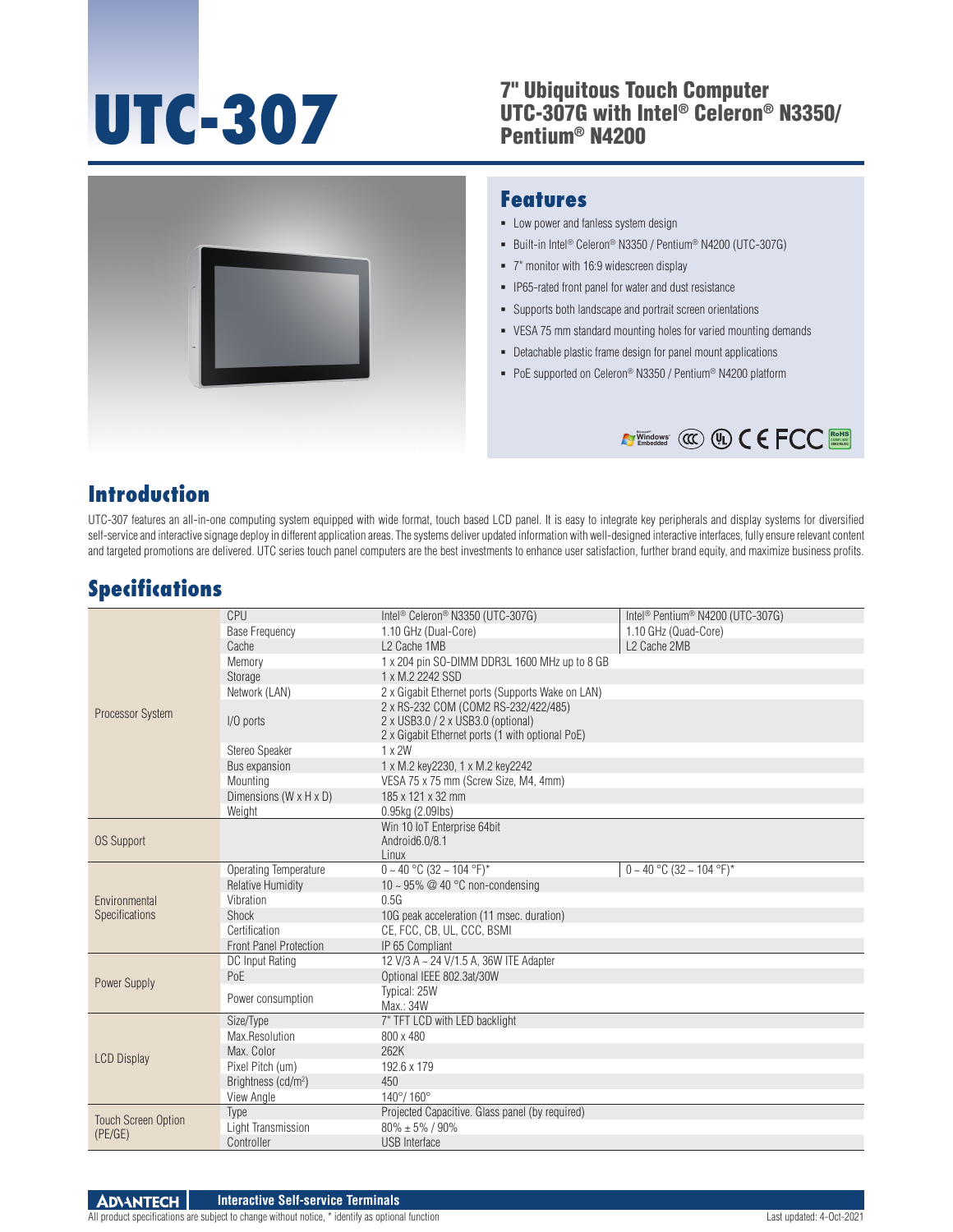# UTC-307

## 7" Ubiquitous Touch Computer UTC-307G with Intel® Celeron® N3350/ Pentium® N4200

## Features

- Low power and fanless system design
- Built-in Intel® Celeron® N3350 / Pentium® N4200 (UTC-307G)
- 7" monitor with 16:9 widescreen display
- IP65-rated front panel for water and dust resistance
- Supports both landscape and portrait screen orientations
- VESA 75 mm standard mounting holes for varied mounting demands
- Detachable plastic frame design for panel mount applications
- PoE supported on Celeron® N3350 / Pentium® N4200 platform

## Introduction

UTC-307 features an all-in-one computing system equipped with wide format, touch based LCD panel. It is easy to integrate key peripherals and display systems for diversified self-service and interactive signage deploy in different application areas. The systems deliver updated information with well-designed interactive interfaces, fully ensure relevant content and targeted promotions are delivered. UTC series touch panel computers are the best investments to enhance user satisfaction, further brand equity, and maximize business profits.

## Specifications

| | | | |
|---|---|---|---|
| Processor System | CPU | Intel® Celeron® N3350 (UTC-307G) | Intel® Pentium® N4200 (UTC-307G) |
| | Base Frequency | 1.10 GHz (Dual-Core) | 1.10 GHz (Quad-Core) |
| | Cache | L2 Cache 1MB | L2 Cache 2MB |
| | Memory | 1 x 204 pin SO-DIMM DDR3L 1600 MHz up to 8 GB | |
| | Storage | 1 x M.2 2242 SSD | |
| | Network (LAN) | 2 x Gigabit Ethernet ports (Supports Wake on LAN) | |
| | I/O ports | 2 x RS-232 COM (COM2 RS-232/422/485)<br>2 x USB3.0 / 2 x USB3.0 (optional)<br>2 x Gigabit Ethernet ports (1 with optional PoE) | |
| | Stereo Speaker | 1 x 2W | |
| | Bus expansion | 1 x M.2 key2230, 1 x M.2 key2242 | |
| | Mounting | VESA 75 x 75 mm (Screw Size, M4, 4mm) | |
| | Dimensions (W x H x D) | 185 x 121 x 32 mm | |
| | Weight | 0.95kg (2.09lbs) | |
| OS Support | | Win 10 IoT Enterprise 64bit<br>Android6.0/8.1<br>Linux | |
| Environmental Specifications | Operating Temperature | 0 ~ 40 °C (32 ~ 104 °F)* | 0 ~ 40 °C (32 ~ 104 °F)* |
| | Relative Humidity | 10 ~ 95% @ 40 °C non-condensing | |
| | Vibration | 0.5G | |
| | Shock | 10G peak acceleration (11 msec. duration) | |
| | Certification | CE, FCC, CB, UL, CCC, BSMI | |
| | Front Panel Protection | IP 65 Compliant | |
| Power Supply | DC Input Rating | 12 V/3 A ~ 24 V/1.5 A, 36W ITE Adapter | |
| | PoE | Optional IEEE 802.3at/30W | |
| | Power consumption | Typical: 25W<br>Max.: 34W | |
| LCD Display | Size/Type | 7" TFT LCD with LED backlight | |
| | Max.Resolution | 800 x 480 | |
| | Max. Color | 262K | |
| | Pixel Pitch (um) | 192.6 x 179 | |
| | Brightness (cd/m²) | 450 | |
| | View Angle | 140°/ 160° | |
| Touch Screen Option (PE/GE) | Type | Projected Capacitive. Glass panel (by required) | |
| | Light Transmission | 80% ± 5% / 90% | |
| | Controller | USB Interface | |

All product specifications are subject to change without notice, * identify as optional function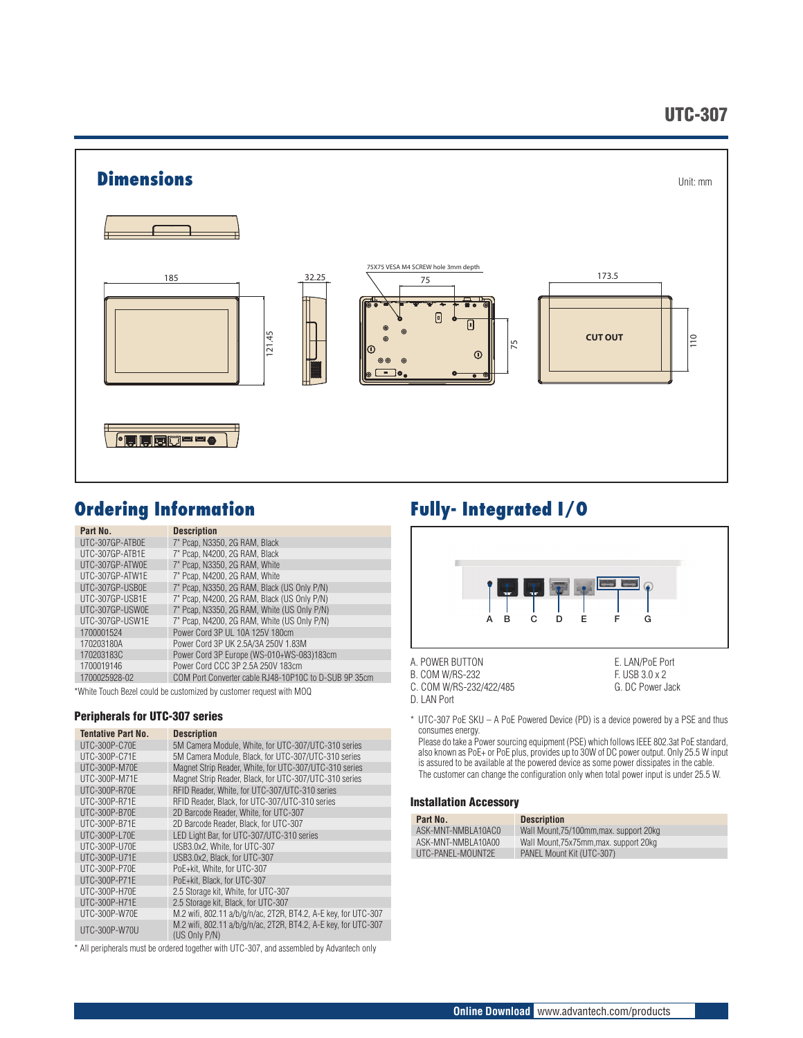## Dimensions

Unit: mm

185

121.45

32.25

75X75 VESA M4 SCREW hole 3mm depth

75

75

173.5

CUT OUT

110

## Ordering Information

| Part No. | Description |
|---|---|
| UTC-307GP-ATB0E | 7" Pcap, N3350, 2G RAM, Black |
| UTC-307GP-ATB1E | 7" Pcap, N4200, 2G RAM, Black |
| UTC-307GP-ATW0E | 7" Pcap, N3350, 2G RAM, White |
| UTC-307GP-ATW1E | 7" Pcap, N4200, 2G RAM, White |
| UTC-307GP-USB0E | 7" Pcap, N3350, 2G RAM, Black (US Only P/N) |
| UTC-307GP-USB1E | 7" Pcap, N4200, 2G RAM, Black (US Only P/N) |
| UTC-307GP-USW0E | 7" Pcap, N3350, 2G RAM, White (US Only P/N) |
| UTC-307GP-USW1E | 7" Pcap, N4200, 2G RAM, White (US Only P/N) |
| 1700001524 | Power Cord 3P UL 10A 125V 180cm |
| 170203180A | Power Cord 3P UK 2.5A/3A 250V 1.83M |
| 170203183C | Power Cord 3P Europe (WS-010+WS-083)183cm |
| 1700019146 | Power Cord CCC 3P 2.5A 250V 183cm |
| 1700025928-02 | COM Port Converter cable RJ48-10P10C to D-SUB 9P 35cm |

*White Touch Bezel could be customized by customer request with MOQ

### Peripherals for UTC-307 series

| Tentative Part No. | Description |
|---|---|
| UTC-300P-C70E | 5M Camera Module, White, for UTC-307/UTC-310 series |
| UTC-300P-C71E | 5M Camera Module, Black, for UTC-307/UTC-310 series |
| UTC-300P-M70E | Magnet Strip Reader, White, for UTC-307/UTC-310 series |
| UTC-300P-M71E | Magnet Strip Reader, Black, for UTC-307/UTC-310 series |
| UTC-300P-R70E | RFID Reader, White, for UTC-307/UTC-310 series |
| UTC-300P-R71E | RFID Reader, Black, for UTC-307/UTC-310 series |
| UTC-300P-B70E | 2D Barcode Reader, White, for UTC-307 |
| UTC-300P-B71E | 2D Barcode Reader, Black, for UTC-307 |
| UTC-300P-L70E | LED Light Bar, for UTC-307/UTC-310 series |
| UTC-300P-U70E | USB3.0x2, White, for UTC-307 |
| UTC-300P-U71E | USB3.0x2, Black, for UTC-307 |
| UTC-300P-P70E | PoE+kit, White, for UTC-307 |
| UTC-300P-P71E | PoE+kit, Black, for UTC-307 |
| UTC-300P-H70E | 2.5 Storage kit, White, for UTC-307 |
| UTC-300P-H71E | 2.5 Storage kit, Black, for UTC-307 |
| UTC-300P-W70E | M.2 wifi, 802.11 a/b/g/n/ac, 2T2R, BT4.2, A-E key, for UTC-307 |
| UTC-300P-W70U | M.2 wifi, 802.11 a/b/g/n/ac, 2T2R, BT4.2, A-E key, for UTC-307 (US Only P/N) |

* All peripherals must be ordered together with UTC-307, and assembled by Advantech only

## Fully- Integrated I/O

A B C D E F G

A. POWER BUTTON
B. COM W/RS-232
C. COM W/RS-232/422/485
D. LAN Port
E. LAN/PoE Port
F. USB 3.0 x 2
G. DC Power Jack

* UTC-307 PoE SKU – A PoE Powered Device (PD) is a device powered by a PSE and thus consumes energy.
  Please do take a Power sourcing equipment (PSE) which follows IEEE 802.3at PoE standard, also known as PoE+ or PoE plus, provides up to 30W of DC power output. Only 25.5 W input is assured to be available at the powered device as some power dissipates in the cable.
  The customer can change the configuration only when total power input is under 25.5 W.

### Installation Accessory

| Part No. | Description |
|---|---|
| ASK-MNT-NMBLA10AC0 | Wall Mount,75/100mm,max. support 20kg |
| ASK-MNT-NMBLA10A00 | Wall Mount,75x75mm,max. support 20kg |
| UTC-PANEL-MOUNT2E | PANEL Mount Kit (UTC-307) |